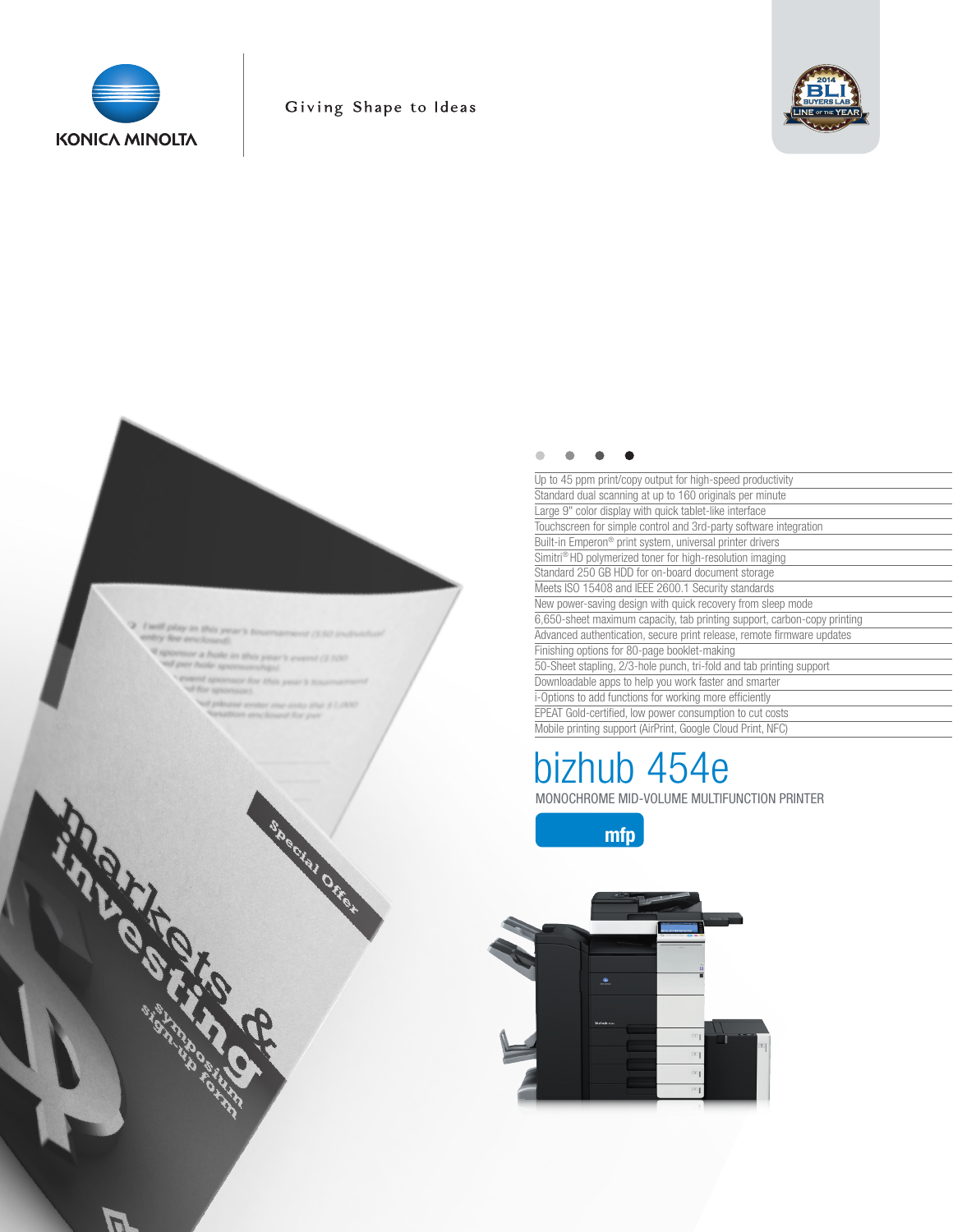KONICA MINOLTA

Giving Shape to Ideas

2014 BLI BUYERS LAB LINE OF THE YEAR

- Up to 45 ppm print/copy output for high-speed productivity
- Standard dual scanning at up to 160 originals per minute
- Large 9" color display with quick tablet-like interface
- Touchscreen for simple control and 3rd-party software integration
- Built-in Emperon® print system, universal printer drivers
- Simitri® HD polymerized toner for high-resolution imaging
- Standard 250 GB HDD for on-board document storage
- Meets ISO 15408 and IEEE 2600.1 Security standards
- New power-saving design with quick recovery from sleep mode
- 6,650-sheet maximum capacity, tab printing support, carbon-copy printing
- Advanced authentication, secure print release, remote firmware updates
- Finishing options for 80-page booklet-making
- 50-Sheet stapling, 2/3-hole punch, tri-fold and tab printing support
- Downloadable apps to help you work faster and smarter
- i-Options to add functions for working more efficiently
- EPEAT Gold-certified, low power consumption to cut costs
- Mobile printing support (AirPrint, Google Cloud Print, NFC)

# bizhub 454e

MONOCHROME MID-VOLUME MULTIFUNCTION PRINTER

mfp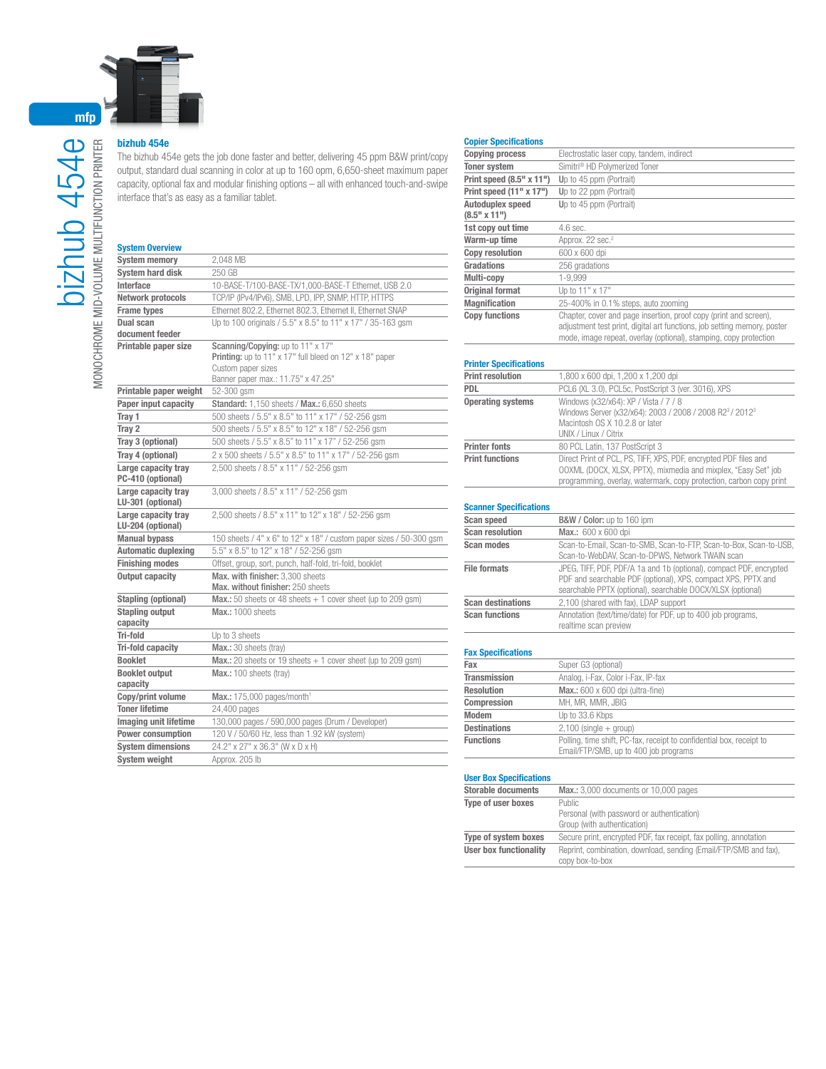# bizhub 454e

MONOCHROME MID-VOLUME MULTIFUNCTION PRINTER

## bizhub 454e

The bizhub 454e gets the job done faster and better, delivering 45 ppm B&W print/copy output, standard dual scanning in color at up to 160 opm, 6,650-sheet maximum paper capacity, optional fax and modular finishing options – all with enhanced touch-and-swipe interface that's as easy as a familiar tablet.

### System Overview

| | |
|---|---|
| **System memory** | 2,048 MB |
| **System hard disk** | 250 GB |
| **Interface** | 10-BASE-T/100-BASE-TX/1,000-BASE-T Ethernet, USB 2.0 |
| **Network protocols** | TCP/IP (IPv4/IPv6), SMB, LPD, IPP, SNMP, HTTP, HTTPS |
| **Frame types** | Ethernet 802.2, Ethernet 802.3, Ethernet II, Ethernet SNAP |
| **Dual scan document feeder** | Up to 100 originals / 5.5" x 8.5" to 11" x 17" / 35-163 gsm |
| **Printable paper size** | **Scanning/Copying:** up to 11" x 17"<br>**Printing:** up to 11" x 17" full bleed on 12" x 18" paper<br>Custom paper sizes<br>Banner paper max.: 11.75" x 47.25" |
| **Printable paper weight** | 52-300 gsm |
| **Paper input capacity** | **Standard:** 1,150 sheets / **Max.:** 6,650 sheets |
| **Tray 1** | 500 sheets / 5.5" x 8.5" to 11" x 17" / 52-256 gsm |
| **Tray 2** | 500 sheets / 5.5" x 8.5" to 12" x 18" / 52-256 gsm |
| **Tray 3 (optional)** | 500 sheets / 5.5" x 8.5" to 11" x 17" / 52-256 gsm |
| **Tray 4 (optional)** | 2 x 500 sheets / 5.5" x 8.5" to 11" x 17" / 52-256 gsm |
| **Large capacity tray PC-410 (optional)** | 2,500 sheets / 8.5" x 11" / 52-256 gsm |
| **Large capacity tray LU-301 (optional)** | 3,000 sheets / 8.5" x 11" / 52-256 gsm |
| **Large capacity tray LU-204 (optional)** | 2,500 sheets / 8.5" x 11" to 12" x 18" / 52-256 gsm |
| **Manual bypass** | 150 sheets / 4" x 6" to 12" x 18" / custom paper sizes / 50-300 gsm |
| **Automatic duplexing** | 5.5" x 8.5" to 12" x 18" / 52-256 gsm |
| **Finishing modes** | Offset, group, sort, punch, half-fold, tri-fold, booklet |
| **Output capacity** | **Max. with finisher:** 3,300 sheets<br>**Max. without finisher:** 250 sheets |
| **Stapling (optional)** | **Max.:** 50 sheets or 48 sheets + 1 cover sheet (up to 209 gsm) |
| **Stapling output capacity** | **Max.:** 1000 sheets |
| **Tri-fold** | Up to 3 sheets |
| **Tri-fold capacity** | **Max.:** 30 sheets (tray) |
| **Booklet** | **Max.:** 20 sheets or 19 sheets + 1 cover sheet (up to 209 gsm) |
| **Booklet output capacity** | **Max.:** 100 sheets (tray) |
| **Copy/print volume** | **Max.:** 175,000 pages/month[1] |
| **Toner lifetime** | 24,400 pages |
| **Imaging unit lifetime** | 130,000 pages / 590,000 pages (Drum / Developer) |
| **Power consumption** | 120 V / 50/60 Hz, less than 1.92 kW (system) |
| **System dimensions** | 24.2" x 27" x 36.3" (W x D x H) |
| **System weight** | Approx. 205 lb |

### Copier Specifications

| | |
|---|---|
| **Copying process** | Electrostatic laser copy, tandem, indirect |
| **Toner system** | Simitri® HD Polymerized Toner |
| **Print speed (8.5" x 11")** | Up to 45 ppm (Portrait) |
| **Print speed (11" x 17")** | Up to 22 ppm (Portrait) |
| **Autoduplex speed (8.5" x 11")** | Up to 45 ppm (Portrait) |
| **1st copy out time** | 4.6 sec. |
| **Warm-up time** | Approx. 22 sec.[2] |
| **Copy resolution** | 600 x 600 dpi |
| **Gradations** | 256 gradations |
| **Multi-copy** | 1-9,999 |
| **Original format** | Up to 11" x 17" |
| **Magnification** | 25-400% in 0.1% steps, auto zooming |
| **Copy functions** | Chapter, cover and page insertion, proof copy (print and screen), adjustment test print, digital art functions, job setting memory, poster mode, image repeat, overlay (optional), stamping, copy protection |

### Printer Specifications

| | |
|---|---|
| **Print resolution** | 1,800 x 600 dpi, 1,200 x 1,200 dpi |
| **PDL** | PCL6 (XL 3.0), PCL5c, PostScript 3 (ver. 3016), XPS |
| **Operating systems** | Windows (x32/x64): XP / Vista / 7 / 8<br>Windows Server (x32/x64): 2003 / 2008 / 2008 R2[3] / 2012[3]<br>Macintosh OS X 10.2.8 or later<br>UNIX / Linux / Citrix |
| **Printer fonts** | 80 PCL Latin, 137 PostScript 3 |
| **Print functions** | Direct Print of PCL, PS, TIFF, XPS, PDF, encrypted PDF files and OOXML (DOCX, XLSX, PPTX), mixmedia and mixplex, "Easy Set" job programming, overlay, watermark, copy protection, carbon copy print |

### Scanner Specifications

| | |
|---|---|
| **Scan speed** | **B&W / Color:** up to 160 ipm |
| **Scan resolution** | **Max.:** 600 x 600 dpi |
| **Scan modes** | Scan-to-Email, Scan-to-SMB, Scan-to-FTP, Scan-to-Box, Scan-to-USB, Scan-to-WebDAV, Scan-to-DPWS, Network TWAIN scan |
| **File formats** | JPEG, TIFF, PDF, PDF/A 1a and 1b (optional), compact PDF, encrypted PDF and searchable PDF (optional), XPS, compact XPS, PPTX and searchable PPTX (optional), searchable DOCX/XLSX (optional) |
| **Scan destinations** | 2,100 (shared with fax), LDAP support |
| **Scan functions** | Annotation (text/time/date) for PDF, up to 400 job programs, realtime scan preview |

### Fax Specifications

| | |
|---|---|
| **Fax** | Super G3 (optional) |
| **Transmission** | Analog, i-Fax, Color i-Fax, IP-fax |
| **Resolution** | **Max.:** 600 x 600 dpi (ultra-fine) |
| **Compression** | MH, MR, MMR, JBIG |
| **Modem** | Up to 33.6 Kbps |
| **Destinations** | 2,100 (single + group) |
| **Functions** | Polling, time shift, PC-fax, receipt to confidential box, receipt to Email/FTP/SMB, up to 400 job programs |

### User Box Specifications

| | |
|---|---|
| **Storable documents** | **Max.:** 3,000 documents or 10,000 pages |
| **Type of user boxes** | Public<br>Personal (with password or authentication)<br>Group (with authentication) |
| **Type of system boxes** | Secure print, encrypted PDF, fax receipt, fax polling, annotation |
| **User box functionality** | Reprint, combination, download, sending (Email/FTP/SMB and fax), copy box-to-box |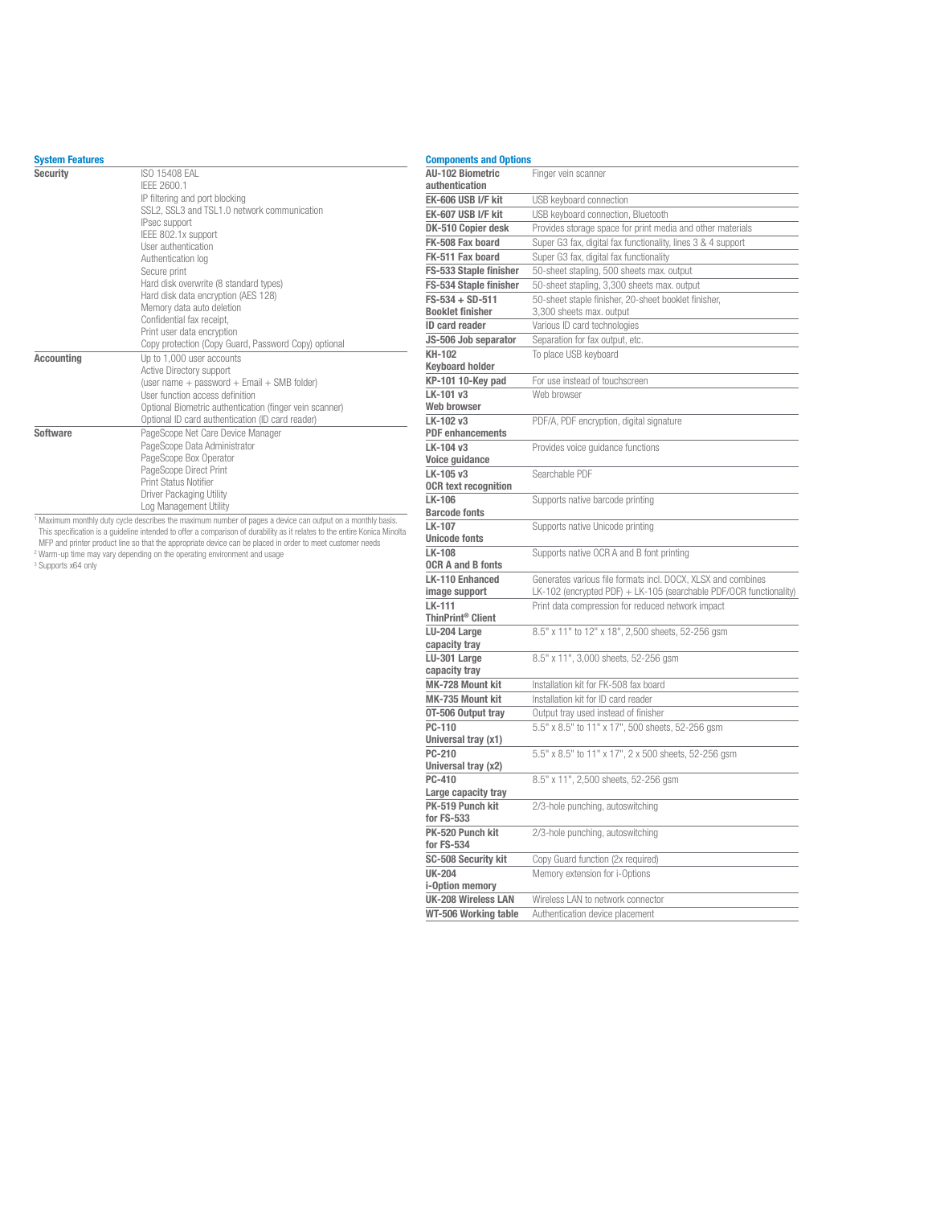## System Features

| | |
|---|---|
| **Security** | ISO 15408 EAL<br>IEEE 2600.1<br>IP filtering and port blocking<br>SSL2, SSL3 and TSL1.0 network communication<br>IPsec support<br>IEEE 802.1x support<br>User authentication<br>Authentication log<br>Secure print<br>Hard disk overwrite (8 standard types)<br>Hard disk data encryption (AES 128)<br>Memory data auto deletion<br>Confidential fax receipt,<br>Print user data encryption<br>Copy protection (Copy Guard, Password Copy) optional |
| **Accounting** | Up to 1,000 user accounts<br>Active Directory support<br>(user name + password + Email + SMB folder)<br>User function access definition<br>Optional Biometric authentication (finger vein scanner)<br>Optional ID card authentication (ID card reader) |
| **Software** | PageScope Net Care Device Manager<br>PageScope Data Administrator<br>PageScope Box Operator<br>PageScope Direct Print<br>Print Status Notifier<br>Driver Packaging Utility<br>Log Management Utility |

[1] Maximum monthly duty cycle describes the maximum number of pages a device can output on a monthly basis. This specification is a guideline intended to offer a comparison of durability as it relates to the entire Konica Minolta MFP and printer product line so that the appropriate device can be placed in order to meet customer needs
[2] Warm-up time may vary depending on the operating environment and usage
[3] Supports x64 only

## Components and Options

| | |
|---|---|
| **AU-102 Biometric authentication** | Finger vein scanner |
| **EK-606 USB I/F kit** | USB keyboard connection |
| **EK-607 USB I/F kit** | USB keyboard connection, Bluetooth |
| **DK-510 Copier desk** | Provides storage space for print media and other materials |
| **FK-508 Fax board** | Super G3 fax, digital fax functionality, lines 3 & 4 support |
| **FK-511 Fax board** | Super G3 fax, digital fax functionality |
| **FS-533 Staple finisher** | 50-sheet stapling, 500 sheets max. output |
| **FS-534 Staple finisher** | 50-sheet stapling, 3,300 sheets max. output |
| **FS-534 + SD-511 Booklet finisher** | 50-sheet staple finisher, 20-sheet booklet finisher, 3,300 sheets max. output |
| **ID card reader** | Various ID card technologies |
| **JS-506 Job separator** | Separation for fax output, etc. |
| **KH-102 Keyboard holder** | To place USB keyboard |
| **KP-101 10-Key pad** | For use instead of touchscreen |
| **LK-101 v3 Web browser** | Web browser |
| **LK-102 v3 PDF enhancements** | PDF/A, PDF encryption, digital signature |
| **LK-104 v3 Voice guidance** | Provides voice guidance functions |
| **LK-105 v3 OCR text recognition** | Searchable PDF |
| **LK-106 Barcode fonts** | Supports native barcode printing |
| **LK-107 Unicode fonts** | Supports native Unicode printing |
| **LK-108 OCR A and B fonts** | Supports native OCR A and B font printing |
| **LK-110 Enhanced image support** | Generates various file formats incl. DOCX, XLSX and combines LK-102 (encrypted PDF) + LK-105 (searchable PDF/OCR functionality) |
| **LK-111 ThinPrint® Client** | Print data compression for reduced network impact |
| **LU-204 Large capacity tray** | 8.5" x 11" to 12" x 18", 2,500 sheets, 52-256 gsm |
| **LU-301 Large capacity tray** | 8.5" x 11", 3,000 sheets, 52-256 gsm |
| **MK-728 Mount kit** | Installation kit for FK-508 fax board |
| **MK-735 Mount kit** | Installation kit for ID card reader |
| **OT-506 Output tray** | Output tray used instead of finisher |
| **PC-110 Universal tray (x1)** | 5.5" x 8.5" to 11" x 17", 500 sheets, 52-256 gsm |
| **PC-210 Universal tray (x2)** | 5.5" x 8.5" to 11" x 17", 2 x 500 sheets, 52-256 gsm |
| **PC-410 Large capacity tray** | 8.5" x 11", 2,500 sheets, 52-256 gsm |
| **PK-519 Punch kit for FS-533** | 2/3-hole punching, autoswitching |
| **PK-520 Punch kit for FS-534** | 2/3-hole punching, autoswitching |
| **SC-508 Security kit** | Copy Guard function (2x required) |
| **UK-204 i-Option memory** | Memory extension for i-Options |
| **UK-208 Wireless LAN** | Wireless LAN to network connector |
| **WT-506 Working table** | Authentication device placement |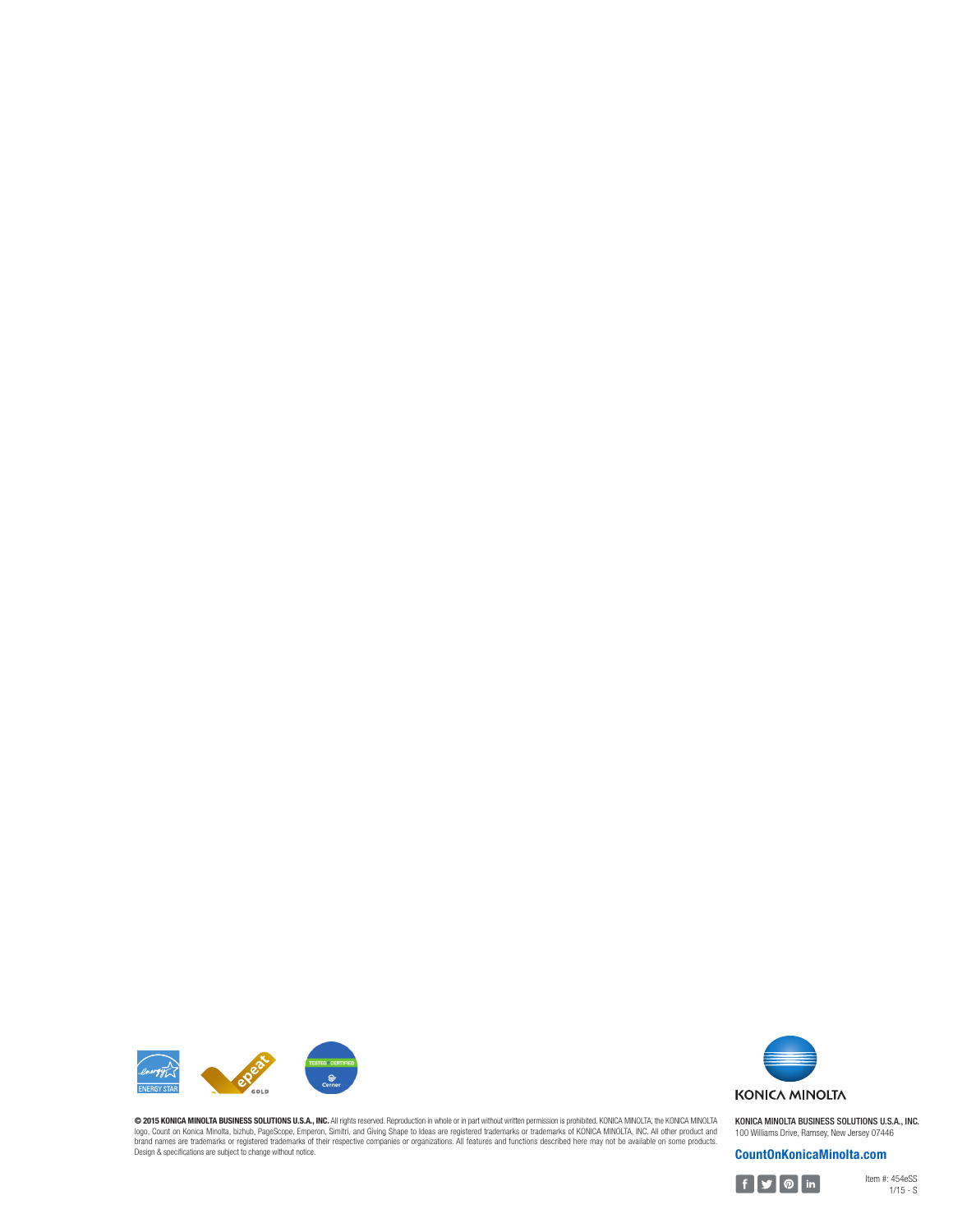**© 2015 KONICA MINOLTA BUSINESS SOLUTIONS U.S.A., INC.** All rights reserved. Reproduction in whole or in part without written permission is prohibited. KONICA MINOLTA, the KONICA MINOLTA logo, Count on Konica Minolta, bizhub, PageScope, Emperon, Simitri, and Giving Shape to Ideas are registered trademarks or trademarks of KONICA MINOLTA, INC. All other product and brand names are trademarks or registered trademarks of their respective companies or organizations. All features and functions described here may not be available on some products. Design & specifications are subject to change without notice.

**KONICA MINOLTA BUSINESS SOLUTIONS U.S.A., INC.**
100 Williams Drive, Ramsey, New Jersey 07446

**CountOnKonicaMinolta.com**

Item #: 454eSS
1/15 - S